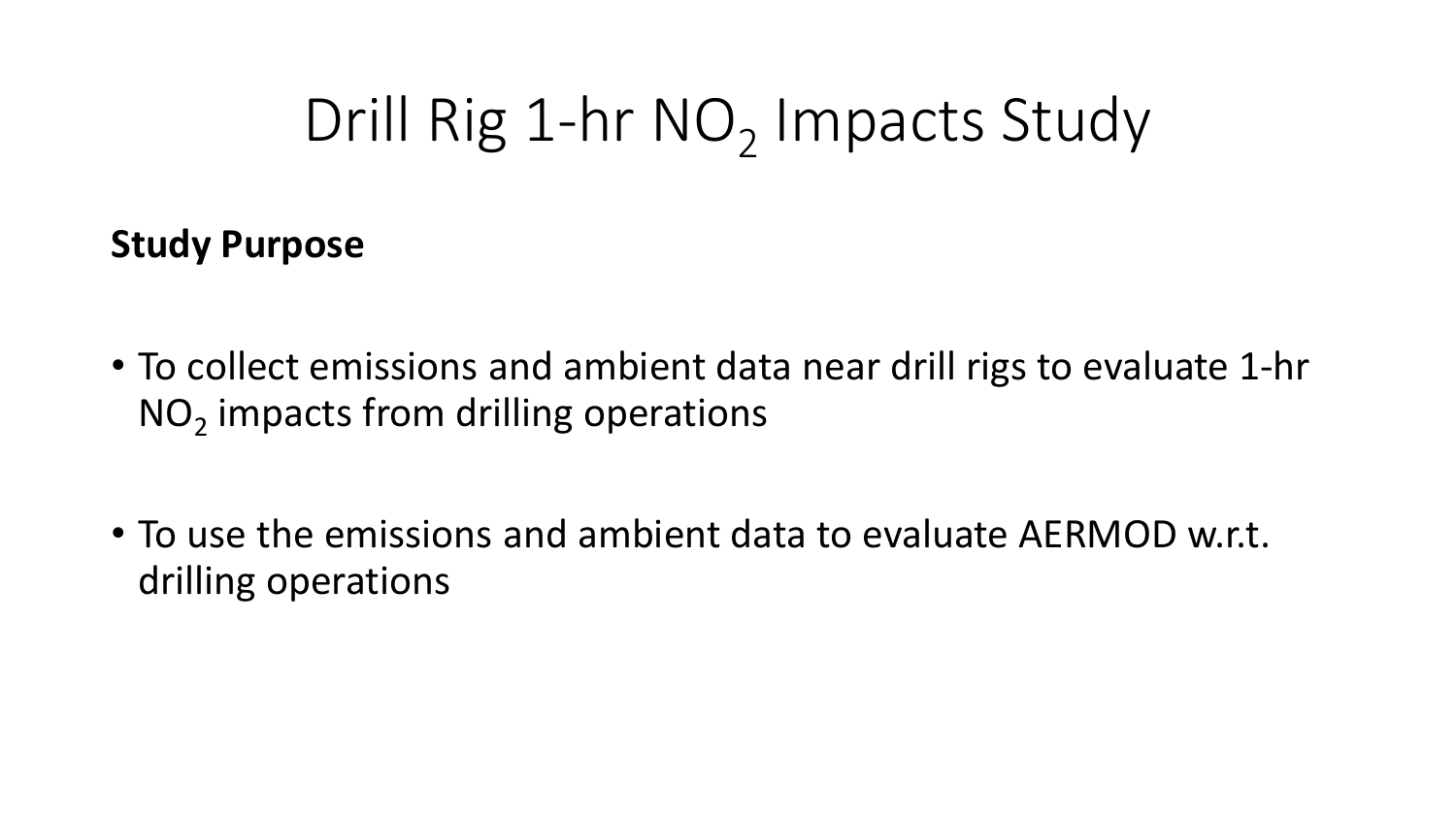# Drill Rig 1-hr $NO_2$ Impacts Study

**Study Purpose**

- To collect emissions and ambient data near drill rigs to evaluate 1-hr $NO_2$ impacts from drilling operations
- To use the emissions and ambient data to evaluate AERMOD w.r.t. drilling operations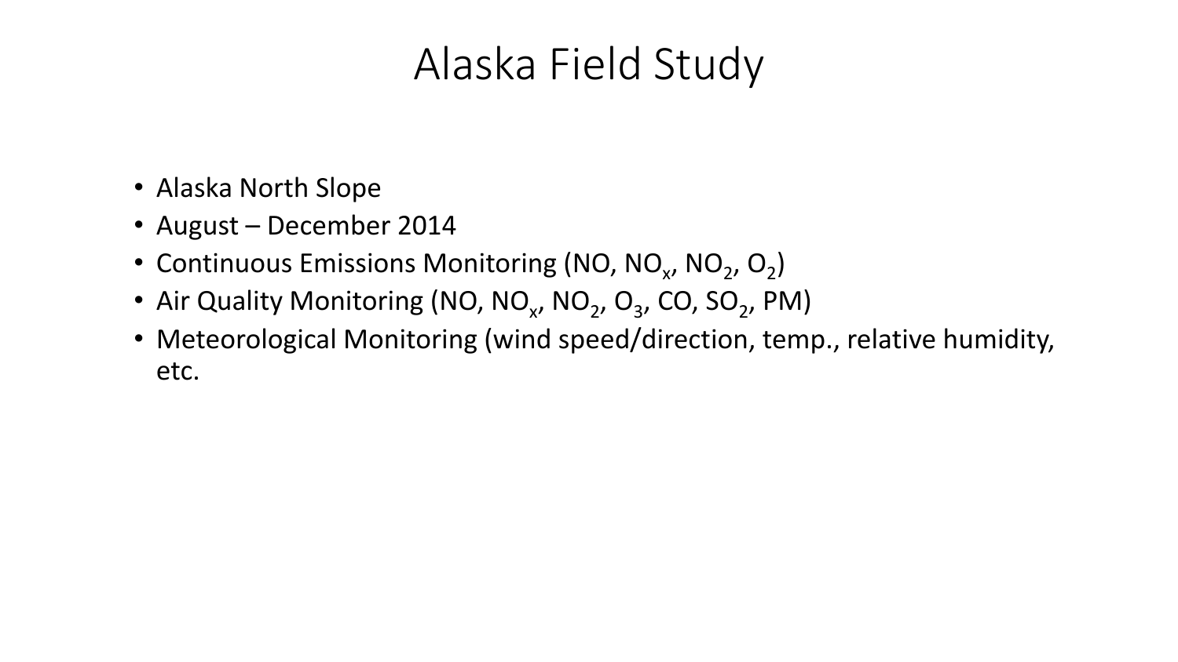# Alaska Field Study

- Alaska North Slope
- August – December 2014
- Continuous Emissions Monitoring (NO, $NO_x$, $NO_2$, $O_2$)
- Air Quality Monitoring (NO, $NO_x$, $NO_2$, $O_3$, CO, $SO_2$, PM)
- Meteorological Monitoring (wind speed/direction, temp., relative humidity, etc.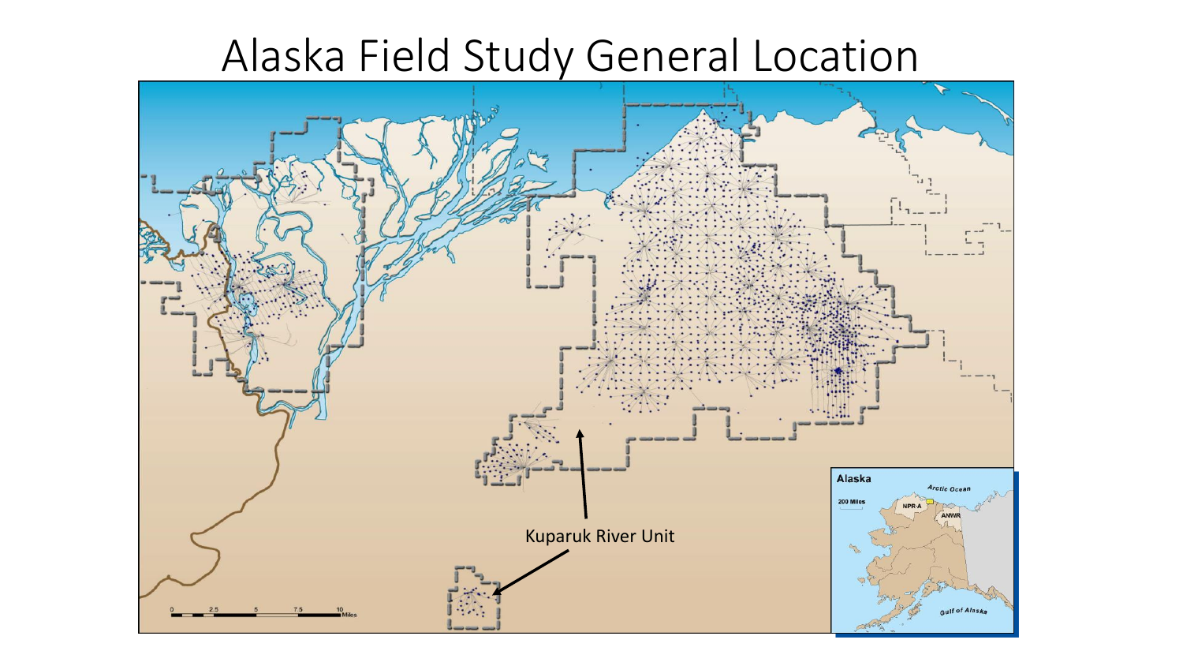# Alaska Field Study General Location

Kuparuk River Unit

Alaska

Arctic Ocean

200 Miles

NPR-A

ANWR

Gulf of Alaska

0 2.5 5 7.5 10 Miles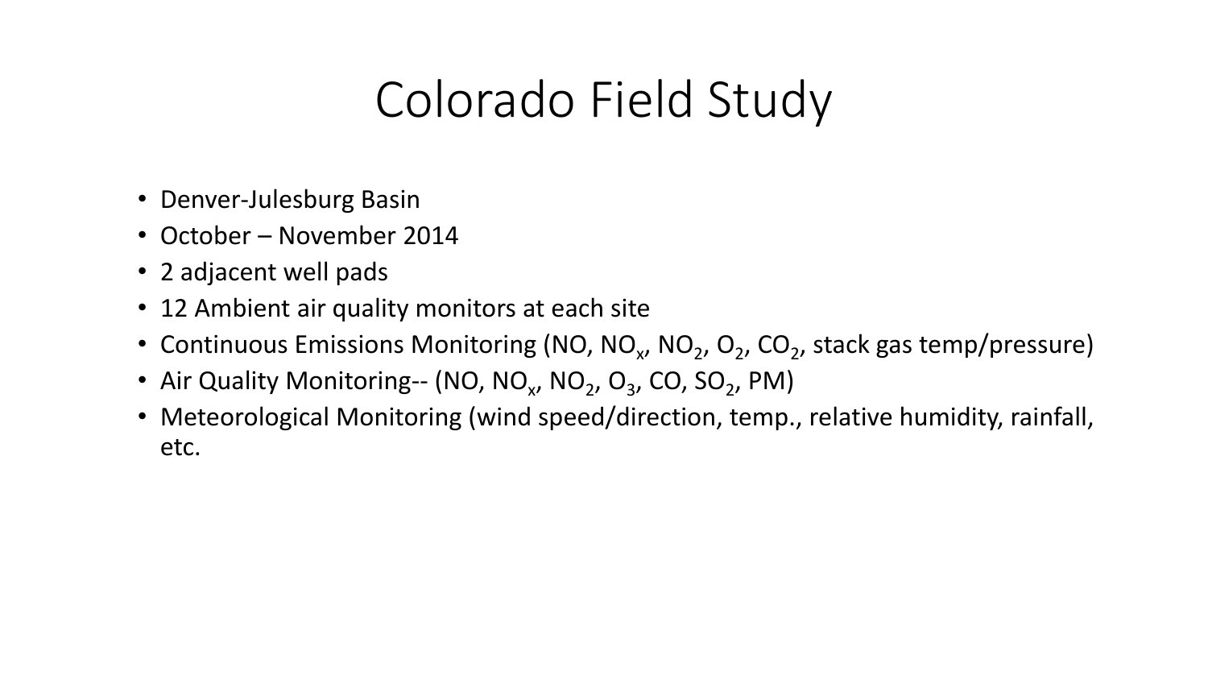# Colorado Field Study

- Denver-Julesburg Basin
- October – November 2014
- 2 adjacent well pads
- 12 Ambient air quality monitors at each site
- Continuous Emissions Monitoring (NO, $NO_x$, $NO_2$, $O_2$, $CO_2$, stack gas temp/pressure)
- Air Quality Monitoring-- (NO, $NO_x$, $NO_2$, $O_3$, CO, $SO_2$, PM)
- Meteorological Monitoring (wind speed/direction, temp., relative humidity, rainfall, etc.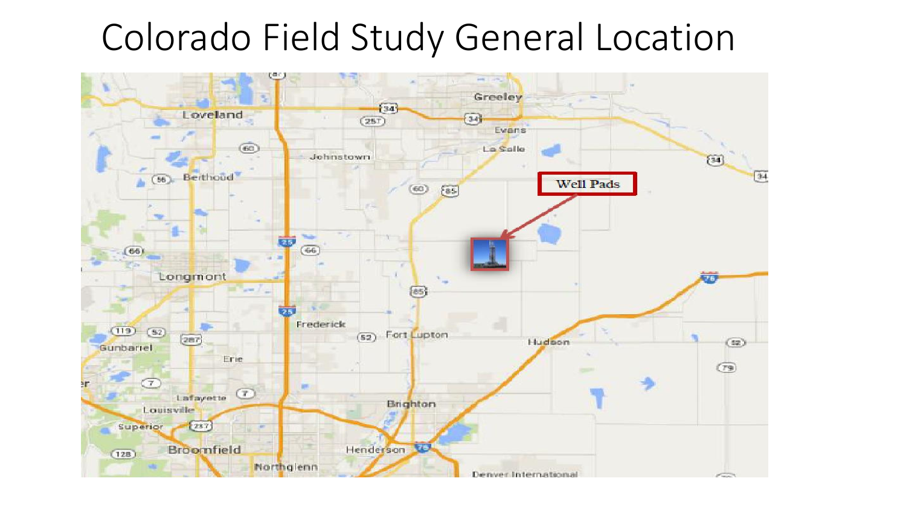# Colorado Field Study General Location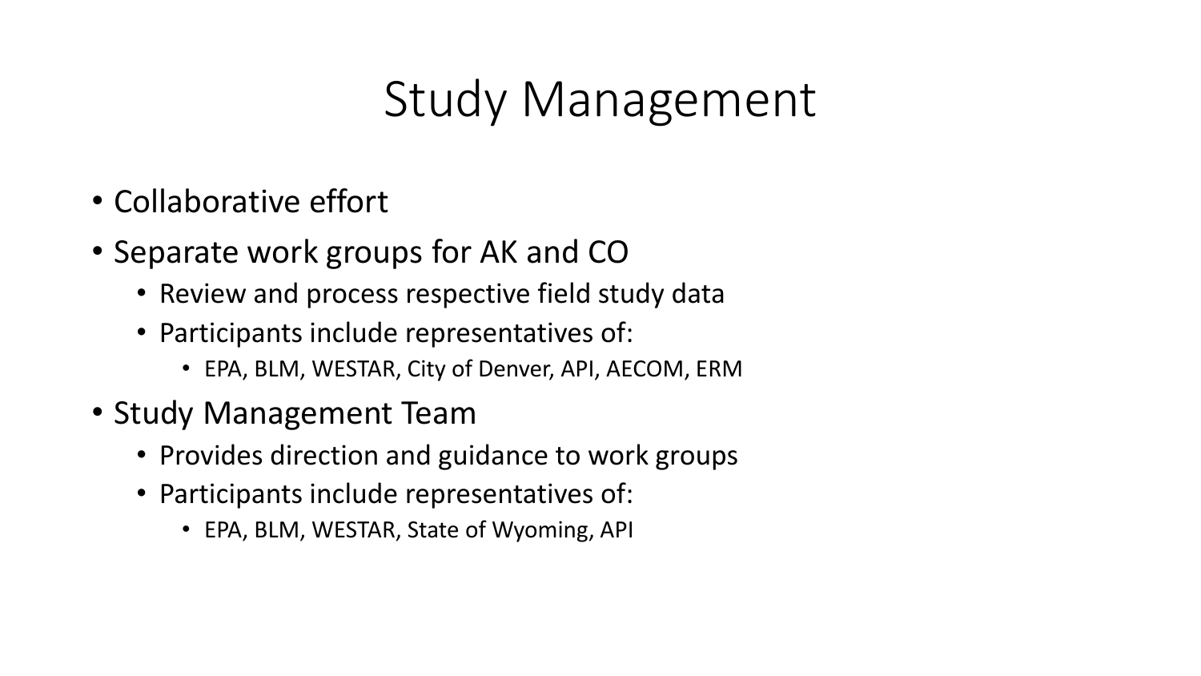# Study Management

- Collaborative effort
- Separate work groups for AK and CO
  - Review and process respective field study data
  - Participants include representatives of:
    - EPA, BLM, WESTAR, City of Denver, API, AECOM, ERM
- Study Management Team
  - Provides direction and guidance to work groups
  - Participants include representatives of:
    - EPA, BLM, WESTAR, State of Wyoming, API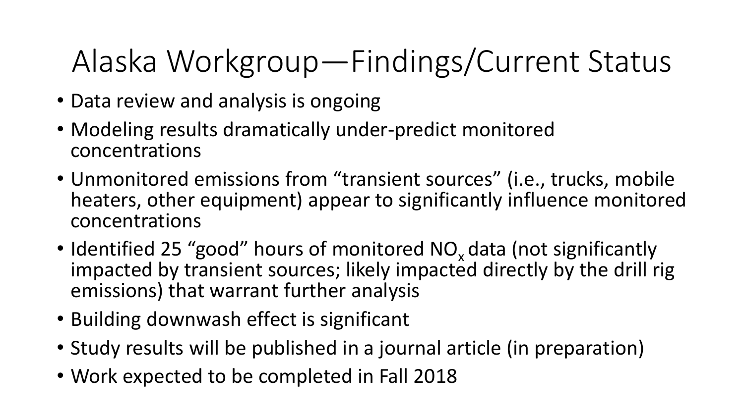# Alaska Workgroup—Findings/Current Status

- Data review and analysis is ongoing
- Modeling results dramatically under-predict monitored concentrations
- Unmonitored emissions from "transient sources" (i.e., trucks, mobile heaters, other equipment) appear to significantly influence monitored concentrations
- Identified 25 "good" hours of monitored $NO_x$ data (not significantly impacted by transient sources; likely impacted directly by the drill rig emissions) that warrant further analysis
- Building downwash effect is significant
- Study results will be published in a journal article (in preparation)
- Work expected to be completed in Fall 2018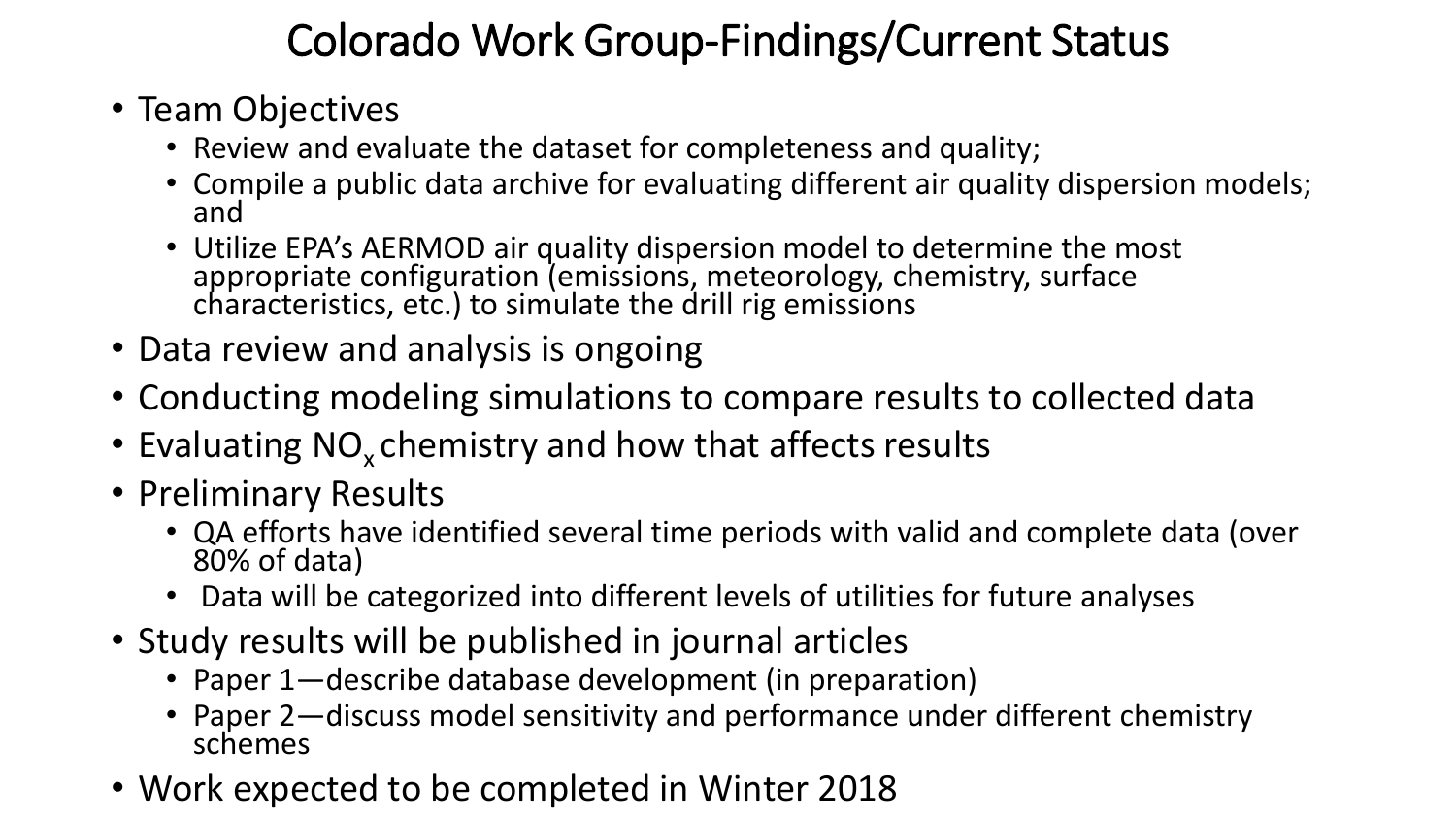# Colorado Work Group-Findings/Current Status

- Team Objectives
  - Review and evaluate the dataset for completeness and quality;
  - Compile a public data archive for evaluating different air quality dispersion models; and
  - Utilize EPA's AERMOD air quality dispersion model to determine the most appropriate configuration (emissions, meteorology, chemistry, surface characteristics, etc.) to simulate the drill rig emissions
- Data review and analysis is ongoing
- Conducting modeling simulations to compare results to collected data
- Evaluating $NO_x$ chemistry and how that affects results
- Preliminary Results
  - QA efforts have identified several time periods with valid and complete data (over 80% of data)
  - Data will be categorized into different levels of utilities for future analyses
- Study results will be published in journal articles
  - Paper 1—describe database development (in preparation)
  - Paper 2—discuss model sensitivity and performance under different chemistry schemes
- Work expected to be completed in Winter 2018